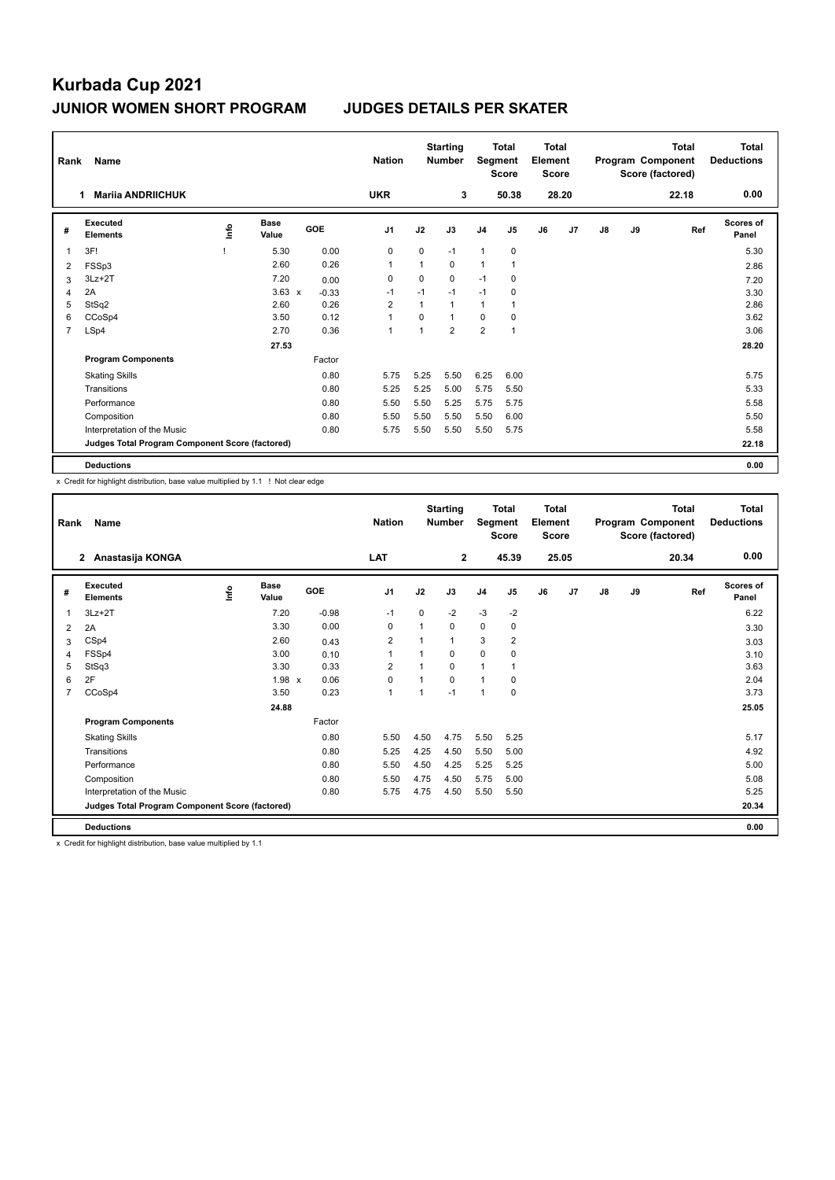# Kurbada Cup 2021

## JUNIOR WOMEN SHORT PROGRAM — JUDGES DETAILS PER SKATER

| Rank | Name | Nation | Starting Number | Total Segment Score | Total Element Score | Total Program Component Score (factored) | Total Deductions |
|---|---|---|---|---|---|---|---|
| 1 | Mariia ANDRIICHUK | UKR | 3 | 50.38 | 28.20 | 22.18 | 0.00 |

| # | Executed Elements | Info | Base Value | GOE | J1 | J2 | J3 | J4 | J5 | J6 | J7 | J8 | J9 | Ref | Scores of Panel |
|---|---|---|---|---|---|---|---|---|---|---|---|---|---|---|---|
| 1 | 3F! | ! | 5.30 | 0.00 | 0 | 0 | -1 | 1 | 0 | | | | | | 5.30 |
| 2 | FSSp3 | | 2.60 | 0.26 | 1 | 1 | 0 | 1 | 1 | | | | | | 2.86 |
| 3 | 3Lz+2T | | 7.20 | 0.00 | 0 | 0 | 0 | -1 | 0 | | | | | | 7.20 |
| 4 | 2A | | 3.63 x | -0.33 | -1 | -1 | -1 | -1 | 0 | | | | | | 3.30 |
| 5 | StSq2 | | 2.60 | 0.26 | 2 | 1 | 1 | 1 | 1 | | | | | | 2.86 |
| 6 | CCoSp4 | | 3.50 | 0.12 | 1 | 0 | 1 | 0 | 0 | | | | | | 3.62 |
| 7 | LSp4 | | 2.70 | 0.36 | 1 | 1 | 2 | 2 | 1 | | | | | | 3.06 |
| | | | 27.53 | | | | | | | | | | | | 28.20 |

| Program Components | Factor | J1 | J2 | J3 | J4 | J5 | J6 | J7 | J8 | J9 | Scores of Panel |
|---|---|---|---|---|---|---|---|---|---|---|---|
| Skating Skills | 0.80 | 5.75 | 5.25 | 5.50 | 6.25 | 6.00 | | | | | 5.75 |
| Transitions | 0.80 | 5.25 | 5.25 | 5.00 | 5.75 | 5.50 | | | | | 5.33 |
| Performance | 0.80 | 5.50 | 5.50 | 5.25 | 5.75 | 5.75 | | | | | 5.58 |
| Composition | 0.80 | 5.50 | 5.50 | 5.50 | 5.50 | 6.00 | | | | | 5.50 |
| Interpretation of the Music | 0.80 | 5.75 | 5.50 | 5.50 | 5.50 | 5.75 | | | | | 5.58 |
| Judges Total Program Component Score (factored) | | | | | | | | | | | 22.18 |

**Deductions** 0.00

x Credit for highlight distribution, base value multiplied by 1.1 ! Not clear edge

| Rank | Name | Nation | Starting Number | Total Segment Score | Total Element Score | Total Program Component Score (factored) | Total Deductions |
|---|---|---|---|---|---|---|---|
| 2 | Anastasija KONGA | LAT | 2 | 45.39 | 25.05 | 20.34 | 0.00 |

| # | Executed Elements | Info | Base Value | GOE | J1 | J2 | J3 | J4 | J5 | J6 | J7 | J8 | J9 | Ref | Scores of Panel |
|---|---|---|---|---|---|---|---|---|---|---|---|---|---|---|---|
| 1 | 3Lz+2T | | 7.20 | -0.98 | -1 | 0 | -2 | -3 | -2 | | | | | | 6.22 |
| 2 | 2A | | 3.30 | 0.00 | 0 | 1 | 0 | 0 | 0 | | | | | | 3.30 |
| 3 | CSp4 | | 2.60 | 0.43 | 2 | 1 | 1 | 3 | 2 | | | | | | 3.03 |
| 4 | FSSp4 | | 3.00 | 0.10 | 1 | 1 | 0 | 0 | 0 | | | | | | 3.10 |
| 5 | StSq3 | | 3.30 | 0.33 | 2 | 1 | 0 | 1 | 1 | | | | | | 3.63 |
| 6 | 2F | | 1.98 x | 0.06 | 0 | 1 | 0 | 1 | 0 | | | | | | 2.04 |
| 7 | CCoSp4 | | 3.50 | 0.23 | 1 | 1 | -1 | 1 | 0 | | | | | | 3.73 |
| | | | 24.88 | | | | | | | | | | | | 25.05 |

| Program Components | Factor | J1 | J2 | J3 | J4 | J5 | J6 | J7 | J8 | J9 | Scores of Panel |
|---|---|---|---|---|---|---|---|---|---|---|---|
| Skating Skills | 0.80 | 5.50 | 4.50 | 4.75 | 5.50 | 5.25 | | | | | 5.17 |
| Transitions | 0.80 | 5.25 | 4.25 | 4.50 | 5.50 | 5.00 | | | | | 4.92 |
| Performance | 0.80 | 5.50 | 4.50 | 4.25 | 5.25 | 5.25 | | | | | 5.00 |
| Composition | 0.80 | 5.50 | 4.75 | 4.50 | 5.75 | 5.00 | | | | | 5.08 |
| Interpretation of the Music | 0.80 | 5.75 | 4.75 | 4.50 | 5.50 | 5.50 | | | | | 5.25 |
| Judges Total Program Component Score (factored) | | | | | | | | | | | 20.34 |

**Deductions** 0.00

x Credit for highlight distribution, base value multiplied by 1.1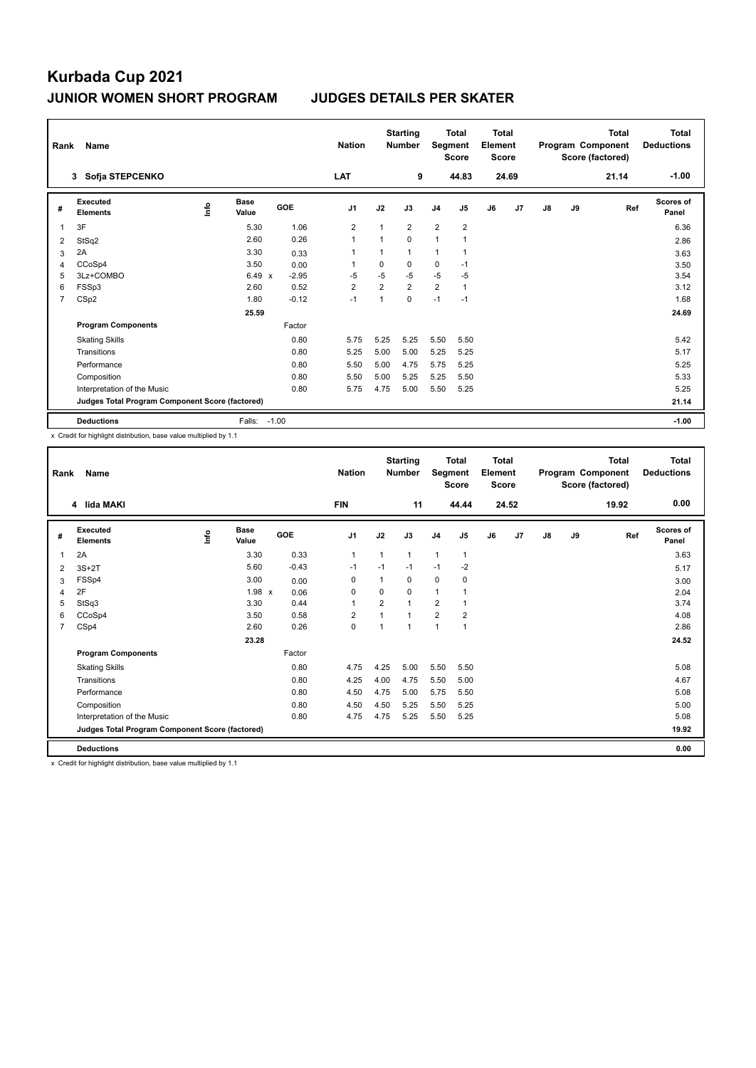# Kurbada Cup 2021

## JUNIOR WOMEN SHORT PROGRAM JUDGES DETAILS PER SKATER

| Rank | Name | Nation | Starting Number | Total Segment Score | Total Element Score | Total Program Component Score (factored) | Total Deductions |
|---|---|---|---|---|---|---|---|
| 3 | Sofja STEPCENKO | LAT | 9 | 44.83 | 24.69 | 21.14 | -1.00 |

| # | Executed Elements | Info | Base Value | | GOE | J1 | J2 | J3 | J4 | J5 | J6 | J7 | J8 | J9 | Ref | Scores of Panel |
|---|---|---|---|---|---|---|---|---|---|---|---|---|---|---|---|---|
| 1 | 3F | | 5.30 | | 1.06 | 2 | 1 | 2 | 2 | 2 | | | | | | 6.36 |
| 2 | StSq2 | | 2.60 | | 0.26 | 1 | 1 | 0 | 1 | 1 | | | | | | 2.86 |
| 3 | 2A | | 3.30 | | 0.33 | 1 | 1 | 1 | 1 | 1 | | | | | | 3.63 |
| 4 | CCoSp4 | | 3.50 | | 0.00 | 1 | 0 | 0 | 0 | -1 | | | | | | 3.50 |
| 5 | 3Lz+COMBO | | 6.49 | x | -2.95 | -5 | -5 | -5 | -5 | -5 | | | | | | 3.54 |
| 6 | FSSp3 | | 2.60 | | 0.52 | 2 | 2 | 2 | 2 | 1 | | | | | | 3.12 |
| 7 | CSp2 | | 1.80 | | -0.12 | -1 | 1 | 0 | -1 | -1 | | | | | | 1.68 |
| | | | 25.59 | | | | | | | | | | | | | 24.69 |
| | **Program Components** | | | | Factor | | | | | | | | | | | |
| | Skating Skills | | | | 0.80 | 5.75 | 5.25 | 5.25 | 5.50 | 5.50 | | | | | | 5.42 |
| | Transitions | | | | 0.80 | 5.25 | 5.00 | 5.00 | 5.25 | 5.25 | | | | | | 5.17 |
| | Performance | | | | 0.80 | 5.50 | 5.00 | 4.75 | 5.75 | 5.25 | | | | | | 5.25 |
| | Composition | | | | 0.80 | 5.50 | 5.00 | 5.25 | 5.25 | 5.50 | | | | | | 5.33 |
| | Interpretation of the Music | | | | 0.80 | 5.75 | 4.75 | 5.00 | 5.50 | 5.25 | | | | | | 5.25 |
| | **Judges Total Program Component Score (factored)** | | | | | | | | | | | | | | | 21.14 |
| | **Deductions** | | Falls: | | -1.00 | | | | | | | | | | | -1.00 |

x Credit for highlight distribution, base value multiplied by 1.1

| Rank | Name | Nation | Starting Number | Total Segment Score | Total Element Score | Total Program Component Score (factored) | Total Deductions |
|---|---|---|---|---|---|---|---|
| 4 | Iida MAKI | FIN | 11 | 44.44 | 24.52 | 19.92 | 0.00 |

| # | Executed Elements | Info | Base Value | | GOE | J1 | J2 | J3 | J4 | J5 | J6 | J7 | J8 | J9 | Ref | Scores of Panel |
|---|---|---|---|---|---|---|---|---|---|---|---|---|---|---|---|---|
| 1 | 2A | | 3.30 | | 0.33 | 1 | 1 | 1 | 1 | 1 | | | | | | 3.63 |
| 2 | 3S+2T | | 5.60 | | -0.43 | -1 | -1 | -1 | -1 | -2 | | | | | | 5.17 |
| 3 | FSSp4 | | 3.00 | | 0.00 | 0 | 1 | 0 | 0 | 0 | | | | | | 3.00 |
| 4 | 2F | | 1.98 | x | 0.06 | 0 | 0 | 0 | 1 | 1 | | | | | | 2.04 |
| 5 | StSq3 | | 3.30 | | 0.44 | 1 | 2 | 1 | 2 | 1 | | | | | | 3.74 |
| 6 | CCoSp4 | | 3.50 | | 0.58 | 2 | 1 | 1 | 2 | 2 | | | | | | 4.08 |
| 7 | CSp4 | | 2.60 | | 0.26 | 0 | 1 | 1 | 1 | 1 | | | | | | 2.86 |
| | | | 23.28 | | | | | | | | | | | | | 24.52 |
| | **Program Components** | | | | Factor | | | | | | | | | | | |
| | Skating Skills | | | | 0.80 | 4.75 | 4.25 | 5.00 | 5.50 | 5.50 | | | | | | 5.08 |
| | Transitions | | | | 0.80 | 4.25 | 4.00 | 4.75 | 5.50 | 5.00 | | | | | | 4.67 |
| | Performance | | | | 0.80 | 4.50 | 4.75 | 5.00 | 5.75 | 5.50 | | | | | | 5.08 |
| | Composition | | | | 0.80 | 4.50 | 4.50 | 5.25 | 5.50 | 5.25 | | | | | | 5.00 |
| | Interpretation of the Music | | | | 0.80 | 4.75 | 4.75 | 5.25 | 5.50 | 5.25 | | | | | | 5.08 |
| | **Judges Total Program Component Score (factored)** | | | | | | | | | | | | | | | 19.92 |
| | **Deductions** | | | | | | | | | | | | | | | 0.00 |

x Credit for highlight distribution, base value multiplied by 1.1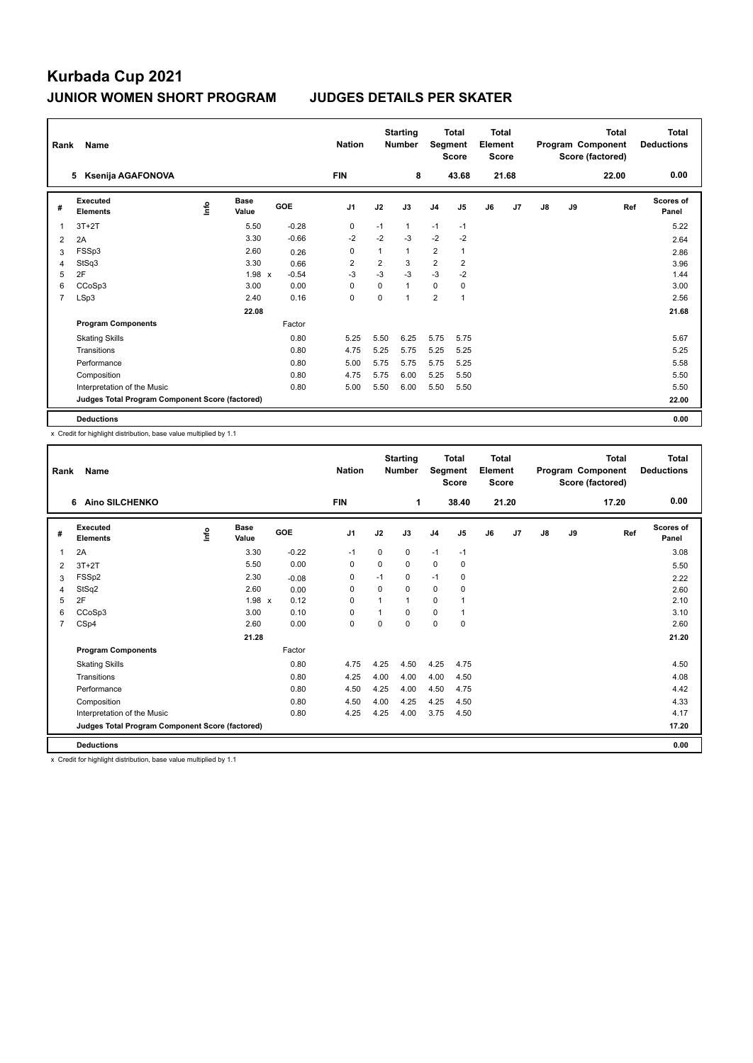# Kurbada Cup 2021

## JUNIOR WOMEN SHORT PROGRAM JUDGES DETAILS PER SKATER

| Rank | Name | Nation | Starting Number | Total Segment Score | Total Element Score | Total Program Component Score (factored) | Total Deductions |
|---|---|---|---|---|---|---|---|
| 5 | Ksenija AGAFONOVA | FIN | 8 | 43.68 | 21.68 | 22.00 | 0.00 |

| # | Executed Elements | Info | Base Value | GOE | J1 | J2 | J3 | J4 | J5 | J6 | J7 | J8 | J9 | Ref | Scores of Panel |
|---|---|---|---|---|---|---|---|---|---|---|---|---|---|---|---|
| 1 | 3T+2T | | 5.50 | -0.28 | 0 | -1 | 1 | -1 | -1 | | | | | | 5.22 |
| 2 | 2A | | 3.30 | -0.66 | -2 | -2 | -3 | -2 | -2 | | | | | | 2.64 |
| 3 | FSSp3 | | 2.60 | 0.26 | 0 | 1 | 1 | 2 | 1 | | | | | | 2.86 |
| 4 | StSq3 | | 3.30 | 0.66 | 2 | 2 | 3 | 2 | 2 | | | | | | 3.96 |
| 5 | 2F | | 1.98 x | -0.54 | -3 | -3 | -3 | -3 | -2 | | | | | | 1.44 |
| 6 | CCoSp3 | | 3.00 | 0.00 | 0 | 0 | 1 | 0 | 0 | | | | | | 3.00 |
| 7 | LSp3 | | 2.40 | 0.16 | 0 | 0 | 1 | 2 | 1 | | | | | | 2.56 |
| | | | 22.08 | | | | | | | | | | | | 21.68 |
| | **Program Components** | | | Factor | | | | | | | | | | | |
| | Skating Skills | | | 0.80 | 5.25 | 5.50 | 6.25 | 5.75 | 5.75 | | | | | | 5.67 |
| | Transitions | | | 0.80 | 4.75 | 5.25 | 5.75 | 5.25 | 5.25 | | | | | | 5.25 |
| | Performance | | | 0.80 | 5.00 | 5.75 | 5.75 | 5.75 | 5.25 | | | | | | 5.58 |
| | Composition | | | 0.80 | 4.75 | 5.75 | 6.00 | 5.25 | 5.50 | | | | | | 5.50 |
| | Interpretation of the Music | | | 0.80 | 5.00 | 5.50 | 6.00 | 5.50 | 5.50 | | | | | | 5.50 |
| | **Judges Total Program Component Score (factored)** | | | | | | | | | | | | | | 22.00 |
| | **Deductions** | | | | | | | | | | | | | | 0.00 |

x Credit for highlight distribution, base value multiplied by 1.1

| Rank | Name | Nation | Starting Number | Total Segment Score | Total Element Score | Total Program Component Score (factored) | Total Deductions |
|---|---|---|---|---|---|---|---|
| 6 | Aino SILCHENKO | FIN | 1 | 38.40 | 21.20 | 17.20 | 0.00 |

| # | Executed Elements | Info | Base Value | GOE | J1 | J2 | J3 | J4 | J5 | J6 | J7 | J8 | J9 | Ref | Scores of Panel |
|---|---|---|---|---|---|---|---|---|---|---|---|---|---|---|---|
| 1 | 2A | | 3.30 | -0.22 | -1 | 0 | 0 | -1 | -1 | | | | | | 3.08 |
| 2 | 3T+2T | | 5.50 | 0.00 | 0 | 0 | 0 | 0 | 0 | | | | | | 5.50 |
| 3 | FSSp2 | | 2.30 | -0.08 | 0 | -1 | 0 | -1 | 0 | | | | | | 2.22 |
| 4 | StSq2 | | 2.60 | 0.00 | 0 | 0 | 0 | 0 | 0 | | | | | | 2.60 |
| 5 | 2F | | 1.98 x | 0.12 | 0 | 1 | 1 | 0 | 1 | | | | | | 2.10 |
| 6 | CCoSp3 | | 3.00 | 0.10 | 0 | 1 | 0 | 0 | 1 | | | | | | 3.10 |
| 7 | CSp4 | | 2.60 | 0.00 | 0 | 0 | 0 | 0 | 0 | | | | | | 2.60 |
| | | | 21.28 | | | | | | | | | | | | 21.20 |
| | **Program Components** | | | Factor | | | | | | | | | | | |
| | Skating Skills | | | 0.80 | 4.75 | 4.25 | 4.50 | 4.25 | 4.75 | | | | | | 4.50 |
| | Transitions | | | 0.80 | 4.25 | 4.00 | 4.00 | 4.00 | 4.50 | | | | | | 4.08 |
| | Performance | | | 0.80 | 4.50 | 4.25 | 4.00 | 4.50 | 4.75 | | | | | | 4.42 |
| | Composition | | | 0.80 | 4.50 | 4.00 | 4.25 | 4.25 | 4.50 | | | | | | 4.33 |
| | Interpretation of the Music | | | 0.80 | 4.25 | 4.25 | 4.00 | 3.75 | 4.50 | | | | | | 4.17 |
| | **Judges Total Program Component Score (factored)** | | | | | | | | | | | | | | 17.20 |
| | **Deductions** | | | | | | | | | | | | | | 0.00 |

x Credit for highlight distribution, base value multiplied by 1.1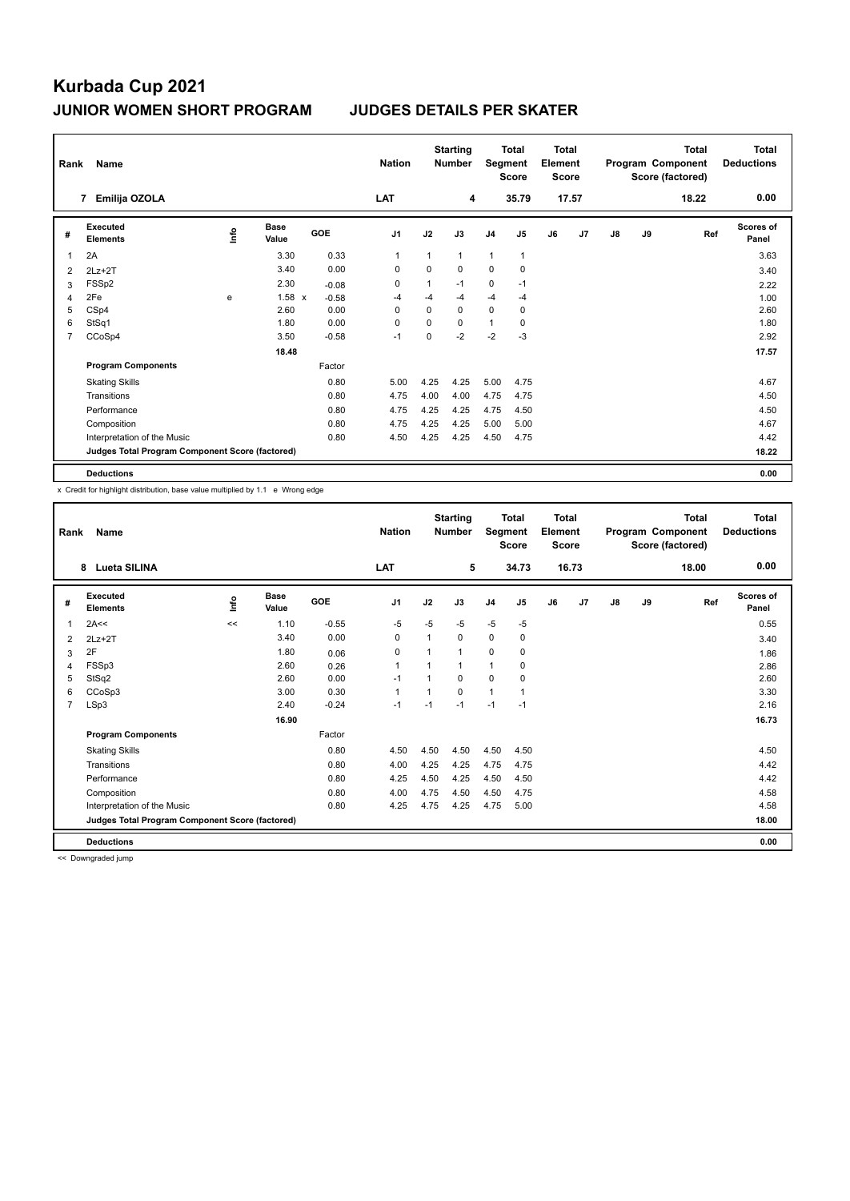# Kurbada Cup 2021

## JUNIOR WOMEN SHORT PROGRAM JUDGES DETAILS PER SKATER

| Rank | Name | Nation | Starting Number | Total Segment Score | Total Element Score | Total Program Component Score (factored) | Total Deductions |
|---|---|---|---|---|---|---|---|
| 7 | Emilija OZOLA | LAT | 4 | 35.79 | 17.57 | 18.22 | 0.00 |

| # | Executed Elements | Info | Base Value | | GOE | J1 | J2 | J3 | J4 | J5 | J6 | J7 | J8 | J9 | Ref | Scores of Panel |
|---|---|---|---|---|---|---|---|---|---|---|---|---|---|---|---|---|
| 1 | 2A | | 3.30 | | 0.33 | 1 | 1 | 1 | 1 | 1 | | | | | | 3.63 |
| 2 | 2Lz+2T | | 3.40 | | 0.00 | 0 | 0 | 0 | 0 | 0 | | | | | | 3.40 |
| 3 | FSSp2 | | 2.30 | | -0.08 | 0 | 1 | -1 | 0 | -1 | | | | | | 2.22 |
| 4 | 2Fe | e | 1.58 | x | -0.58 | -4 | -4 | -4 | -4 | -4 | | | | | | 1.00 |
| 5 | CSp4 | | 2.60 | | 0.00 | 0 | 0 | 0 | 0 | 0 | | | | | | 2.60 |
| 6 | StSq1 | | 1.80 | | 0.00 | 0 | 0 | 0 | 1 | 0 | | | | | | 1.80 |
| 7 | CCoSp4 | | 3.50 | | -0.58 | -1 | 0 | -2 | -2 | -3 | | | | | | 2.92 |
| | | | 18.48 | | | | | | | | | | | | | 17.57 |
| | **Program Components** | | | | Factor | | | | | | | | | | | |
| | Skating Skills | | | | 0.80 | 5.00 | 4.25 | 4.25 | 5.00 | 4.75 | | | | | | 4.67 |
| | Transitions | | | | 0.80 | 4.75 | 4.00 | 4.00 | 4.75 | 4.75 | | | | | | 4.50 |
| | Performance | | | | 0.80 | 4.75 | 4.25 | 4.25 | 4.75 | 4.50 | | | | | | 4.50 |
| | Composition | | | | 0.80 | 4.75 | 4.25 | 4.25 | 5.00 | 5.00 | | | | | | 4.67 |
| | Interpretation of the Music | | | | 0.80 | 4.50 | 4.25 | 4.25 | 4.50 | 4.75 | | | | | | 4.42 |
| | **Judges Total Program Component Score (factored)** | | | | | | | | | | | | | | | 18.22 |
| | **Deductions** | | | | | | | | | | | | | | | 0.00 |

x Credit for highlight distribution, base value multiplied by 1.1 e Wrong edge

| Rank | Name | Nation | Starting Number | Total Segment Score | Total Element Score | Total Program Component Score (factored) | Total Deductions |
|---|---|---|---|---|---|---|---|
| 8 | Lueta SILINA | LAT | 5 | 34.73 | 16.73 | 18.00 | 0.00 |

| # | Executed Elements | Info | Base Value | GOE | J1 | J2 | J3 | J4 | J5 | J6 | J7 | J8 | J9 | Ref | Scores of Panel |
|---|---|---|---|---|---|---|---|---|---|---|---|---|---|---|---|
| 1 | 2A<< | << | 1.10 | -0.55 | -5 | -5 | -5 | -5 | -5 | | | | | | 0.55 |
| 2 | 2Lz+2T | | 3.40 | 0.00 | 0 | 1 | 0 | 0 | 0 | | | | | | 3.40 |
| 3 | 2F | | 1.80 | 0.06 | 0 | 1 | 1 | 0 | 0 | | | | | | 1.86 |
| 4 | FSSp3 | | 2.60 | 0.26 | 1 | 1 | 1 | 1 | 0 | | | | | | 2.86 |
| 5 | StSq2 | | 2.60 | 0.00 | -1 | 1 | 0 | 0 | 0 | | | | | | 2.60 |
| 6 | CCoSp3 | | 3.00 | 0.30 | 1 | 1 | 0 | 1 | 1 | | | | | | 3.30 |
| 7 | LSp3 | | 2.40 | -0.24 | -1 | -1 | -1 | -1 | -1 | | | | | | 2.16 |
| | | | 16.90 | | | | | | | | | | | | 16.73 |
| | **Program Components** | | | Factor | | | | | | | | | | | |
| | Skating Skills | | | 0.80 | 4.50 | 4.50 | 4.50 | 4.50 | 4.50 | | | | | | 4.50 |
| | Transitions | | | 0.80 | 4.00 | 4.25 | 4.25 | 4.75 | 4.75 | | | | | | 4.42 |
| | Performance | | | 0.80 | 4.25 | 4.50 | 4.25 | 4.50 | 4.50 | | | | | | 4.42 |
| | Composition | | | 0.80 | 4.00 | 4.75 | 4.50 | 4.50 | 4.75 | | | | | | 4.58 |
| | Interpretation of the Music | | | 0.80 | 4.25 | 4.75 | 4.25 | 4.75 | 5.00 | | | | | | 4.58 |
| | **Judges Total Program Component Score (factored)** | | | | | | | | | | | | | | 18.00 |
| | **Deductions** | | | | | | | | | | | | | | 0.00 |

<< Downgraded jump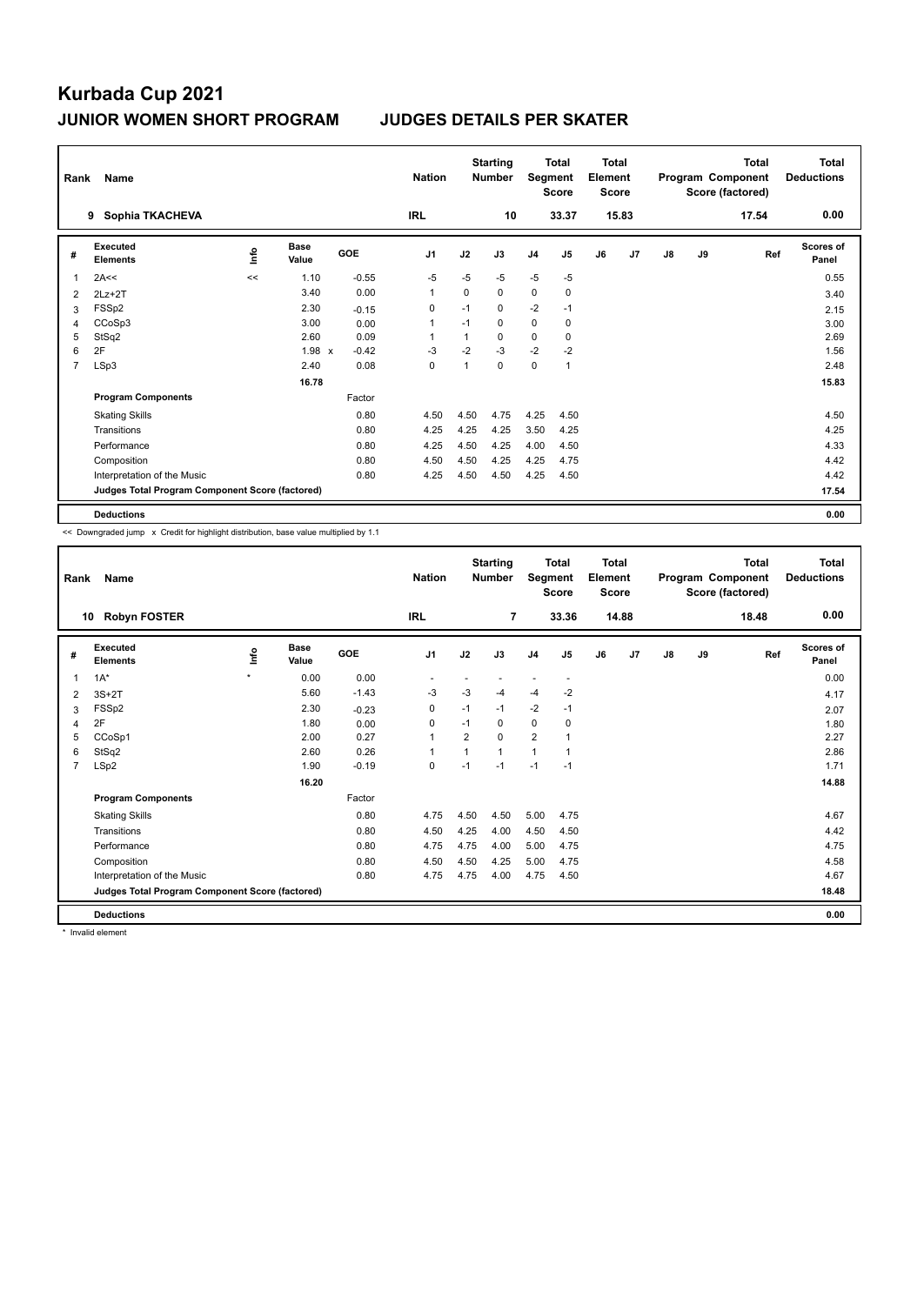# Kurbada Cup 2021

## JUNIOR WOMEN SHORT PROGRAM — JUDGES DETAILS PER SKATER

| Rank | Name | Nation | Starting Number | Total Segment Score | Total Element Score | Total Program Component Score (factored) | Total Deductions |
|---|---|---|---|---|---|---|---|
| 9 | Sophia TKACHEVA | IRL | 10 | 33.37 | 15.83 | 17.54 | 0.00 |

| # | Executed Elements | Info | Base Value | | GOE | J1 | J2 | J3 | J4 | J5 | J6 | J7 | J8 | J9 | Ref | Scores of Panel |
|---|---|---|---|---|---|---|---|---|---|---|---|---|---|---|---|---|
| 1 | 2A<< | << | 1.10 | | -0.55 | -5 | -5 | -5 | -5 | -5 | | | | | | 0.55 |
| 2 | 2Lz+2T | | 3.40 | | 0.00 | 1 | 0 | 0 | 0 | 0 | | | | | | 3.40 |
| 3 | FSSp2 | | 2.30 | | -0.15 | 0 | -1 | 0 | -2 | -1 | | | | | | 2.15 |
| 4 | CCoSp3 | | 3.00 | | 0.00 | 1 | -1 | 0 | 0 | 0 | | | | | | 3.00 |
| 5 | StSq2 | | 2.60 | | 0.09 | 1 | 1 | 0 | 0 | 0 | | | | | | 2.69 |
| 6 | 2F | | 1.98 | x | -0.42 | -3 | -2 | -3 | -2 | -2 | | | | | | 1.56 |
| 7 | LSp3 | | 2.40 | | 0.08 | 0 | 1 | 0 | 0 | 1 | | | | | | 2.48 |
| | | | 16.78 | | | | | | | | | | | | | 15.83 |
| | **Program Components** | | | | Factor | | | | | | | | | | | |
| | Skating Skills | | | | 0.80 | 4.50 | 4.50 | 4.75 | 4.25 | 4.50 | | | | | | 4.50 |
| | Transitions | | | | 0.80 | 4.25 | 4.25 | 4.25 | 3.50 | 4.25 | | | | | | 4.25 |
| | Performance | | | | 0.80 | 4.25 | 4.50 | 4.25 | 4.00 | 4.50 | | | | | | 4.33 |
| | Composition | | | | 0.80 | 4.50 | 4.50 | 4.25 | 4.25 | 4.75 | | | | | | 4.42 |
| | Interpretation of the Music | | | | 0.80 | 4.25 | 4.50 | 4.50 | 4.25 | 4.50 | | | | | | 4.42 |
| | **Judges Total Program Component Score (factored)** | | | | | | | | | | | | | | | 17.54 |
| | **Deductions** | | | | | | | | | | | | | | | 0.00 |

<< Downgraded jump x Credit for highlight distribution, base value multiplied by 1.1

| Rank | Name | Nation | Starting Number | Total Segment Score | Total Element Score | Total Program Component Score (factored) | Total Deductions |
|---|---|---|---|---|---|---|---|
| 10 | Robyn FOSTER | IRL | 7 | 33.36 | 14.88 | 18.48 | 0.00 |

| # | Executed Elements | Info | Base Value | GOE | J1 | J2 | J3 | J4 | J5 | J6 | J7 | J8 | J9 | Ref | Scores of Panel |
|---|---|---|---|---|---|---|---|---|---|---|---|---|---|---|---|
| 1 | 1A* | * | 0.00 | 0.00 | - | - | - | - | - | | | | | | 0.00 |
| 2 | 3S+2T | | 5.60 | -1.43 | -3 | -3 | -4 | -4 | -2 | | | | | | 4.17 |
| 3 | FSSp2 | | 2.30 | -0.23 | 0 | -1 | -1 | -2 | -1 | | | | | | 2.07 |
| 4 | 2F | | 1.80 | 0.00 | 0 | -1 | 0 | 0 | 0 | | | | | | 1.80 |
| 5 | CCoSp1 | | 2.00 | 0.27 | 1 | 2 | 0 | 2 | 1 | | | | | | 2.27 |
| 6 | StSq2 | | 2.60 | 0.26 | 1 | 1 | 1 | 1 | 1 | | | | | | 2.86 |
| 7 | LSp2 | | 1.90 | -0.19 | 0 | -1 | -1 | -1 | -1 | | | | | | 1.71 |
| | | | 16.20 | | | | | | | | | | | | 14.88 |
| | **Program Components** | | | Factor | | | | | | | | | | | |
| | Skating Skills | | | 0.80 | 4.75 | 4.50 | 4.50 | 5.00 | 4.75 | | | | | | 4.67 |
| | Transitions | | | 0.80 | 4.50 | 4.25 | 4.00 | 4.50 | 4.50 | | | | | | 4.42 |
| | Performance | | | 0.80 | 4.75 | 4.75 | 4.00 | 5.00 | 4.75 | | | | | | 4.75 |
| | Composition | | | 0.80 | 4.50 | 4.50 | 4.25 | 5.00 | 4.75 | | | | | | 4.58 |
| | Interpretation of the Music | | | 0.80 | 4.75 | 4.75 | 4.00 | 4.75 | 4.50 | | | | | | 4.67 |
| | **Judges Total Program Component Score (factored)** | | | | | | | | | | | | | | 18.48 |
| | **Deductions** | | | | | | | | | | | | | | 0.00 |

* Invalid element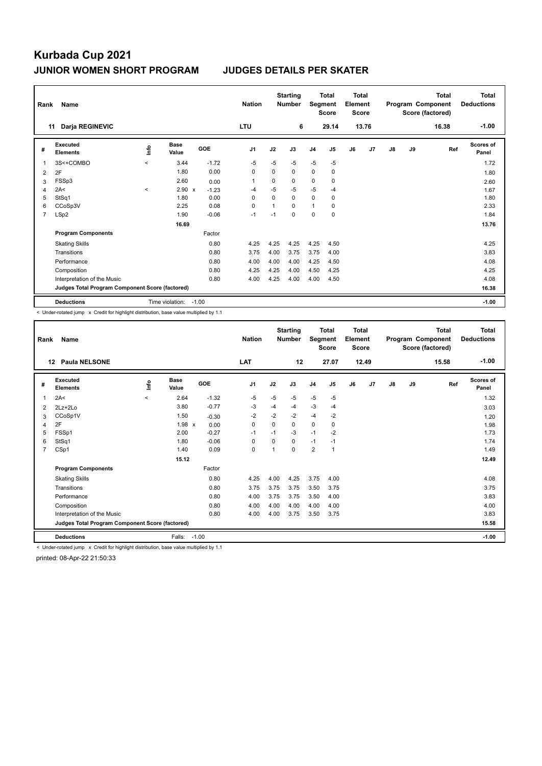# Kurbada Cup 2021

## JUNIOR WOMEN SHORT PROGRAM JUDGES DETAILS PER SKATER

| Rank | Name | Nation | Starting Number | Total Segment Score | Total Element Score | Total Program Component Score (factored) | Total Deductions |
|---|---|---|---|---|---|---|---|
| 11 | Darja REGINEVIC | LTU | 6 | 29.14 | 13.76 | 16.38 | -1.00 |

| # | Executed Elements | Info | Base Value | GOE | J1 | J2 | J3 | J4 | J5 | J6 | J7 | J8 | J9 | Ref | Scores of Panel |
|---|---|---|---|---|---|---|---|---|---|---|---|---|---|---|---|
| 1 | 3S<+COMBO | < | 3.44 | -1.72 | -5 | -5 | -5 | -5 | -5 | | | | | | 1.72 |
| 2 | 2F | | 1.80 | 0.00 | 0 | 0 | 0 | 0 | 0 | | | | | | 1.80 |
| 3 | FSSp3 | | 2.60 | 0.00 | 1 | 0 | 0 | 0 | 0 | | | | | | 2.60 |
| 4 | 2A< | < | 2.90 x | -1.23 | -4 | -5 | -5 | -5 | -4 | | | | | | 1.67 |
| 5 | StSq1 | | 1.80 | 0.00 | 0 | 0 | 0 | 0 | 0 | | | | | | 1.80 |
| 6 | CCoSp3V | | 2.25 | 0.08 | 0 | 1 | 0 | 1 | 0 | | | | | | 2.33 |
| 7 | LSp2 | | 1.90 | -0.06 | -1 | -1 | 0 | 0 | 0 | | | | | | 1.84 |
| | | | 16.69 | | | | | | | | | | | | 13.76 |
| | **Program Components** | | | Factor | | | | | | | | | | | |
| | Skating Skills | | | 0.80 | 4.25 | 4.25 | 4.25 | 4.25 | 4.50 | | | | | | 4.25 |
| | Transitions | | | 0.80 | 3.75 | 4.00 | 3.75 | 3.75 | 4.00 | | | | | | 3.83 |
| | Performance | | | 0.80 | 4.00 | 4.00 | 4.00 | 4.25 | 4.50 | | | | | | 4.08 |
| | Composition | | | 0.80 | 4.25 | 4.25 | 4.00 | 4.50 | 4.25 | | | | | | 4.25 |
| | Interpretation of the Music | | | 0.80 | 4.00 | 4.25 | 4.00 | 4.00 | 4.50 | | | | | | 4.08 |
| | **Judges Total Program Component Score (factored)** | | | | | | | | | | | | | | 16.38 |
| | **Deductions** | | Time violation: | -1.00 | | | | | | | | | | | -1.00 |

< Under-rotated jump x Credit for highlight distribution, base value multiplied by 1.1

| Rank | Name | Nation | Starting Number | Total Segment Score | Total Element Score | Total Program Component Score (factored) | Total Deductions |
|---|---|---|---|---|---|---|---|
| 12 | Paula NELSONE | LAT | 12 | 27.07 | 12.49 | 15.58 | -1.00 |

| # | Executed Elements | Info | Base Value | GOE | J1 | J2 | J3 | J4 | J5 | J6 | J7 | J8 | J9 | Ref | Scores of Panel |
|---|---|---|---|---|---|---|---|---|---|---|---|---|---|---|---|
| 1 | 2A< | < | 2.64 | -1.32 | -5 | -5 | -5 | -5 | -5 | | | | | | 1.32 |
| 2 | 2Lz+2Lo | | 3.80 | -0.77 | -3 | -4 | -4 | -3 | -4 | | | | | | 3.03 |
| 3 | CCoSp1V | | 1.50 | -0.30 | -2 | -2 | -2 | -4 | -2 | | | | | | 1.20 |
| 4 | 2F | | 1.98 x | 0.00 | 0 | 0 | 0 | 0 | 0 | | | | | | 1.98 |
| 5 | FSSp1 | | 2.00 | -0.27 | -1 | -1 | -3 | -1 | -2 | | | | | | 1.73 |
| 6 | StSq1 | | 1.80 | -0.06 | 0 | 0 | 0 | -1 | -1 | | | | | | 1.74 |
| 7 | CSp1 | | 1.40 | 0.09 | 0 | 1 | 0 | 2 | 1 | | | | | | 1.49 |
| | | | 15.12 | | | | | | | | | | | | 12.49 |
| | **Program Components** | | | Factor | | | | | | | | | | | |
| | Skating Skills | | | 0.80 | 4.25 | 4.00 | 4.25 | 3.75 | 4.00 | | | | | | 4.08 |
| | Transitions | | | 0.80 | 3.75 | 3.75 | 3.75 | 3.50 | 3.75 | | | | | | 3.75 |
| | Performance | | | 0.80 | 4.00 | 3.75 | 3.75 | 3.50 | 4.00 | | | | | | 3.83 |
| | Composition | | | 0.80 | 4.00 | 4.00 | 4.00 | 4.00 | 4.00 | | | | | | 4.00 |
| | Interpretation of the Music | | | 0.80 | 4.00 | 4.00 | 3.75 | 3.50 | 3.75 | | | | | | 3.83 |
| | **Judges Total Program Component Score (factored)** | | | | | | | | | | | | | | 15.58 |
| | **Deductions** | | Falls: | -1.00 | | | | | | | | | | | -1.00 |

< Under-rotated jump x Credit for highlight distribution, base value multiplied by 1.1

printed: 08-Apr-22 21:50:33